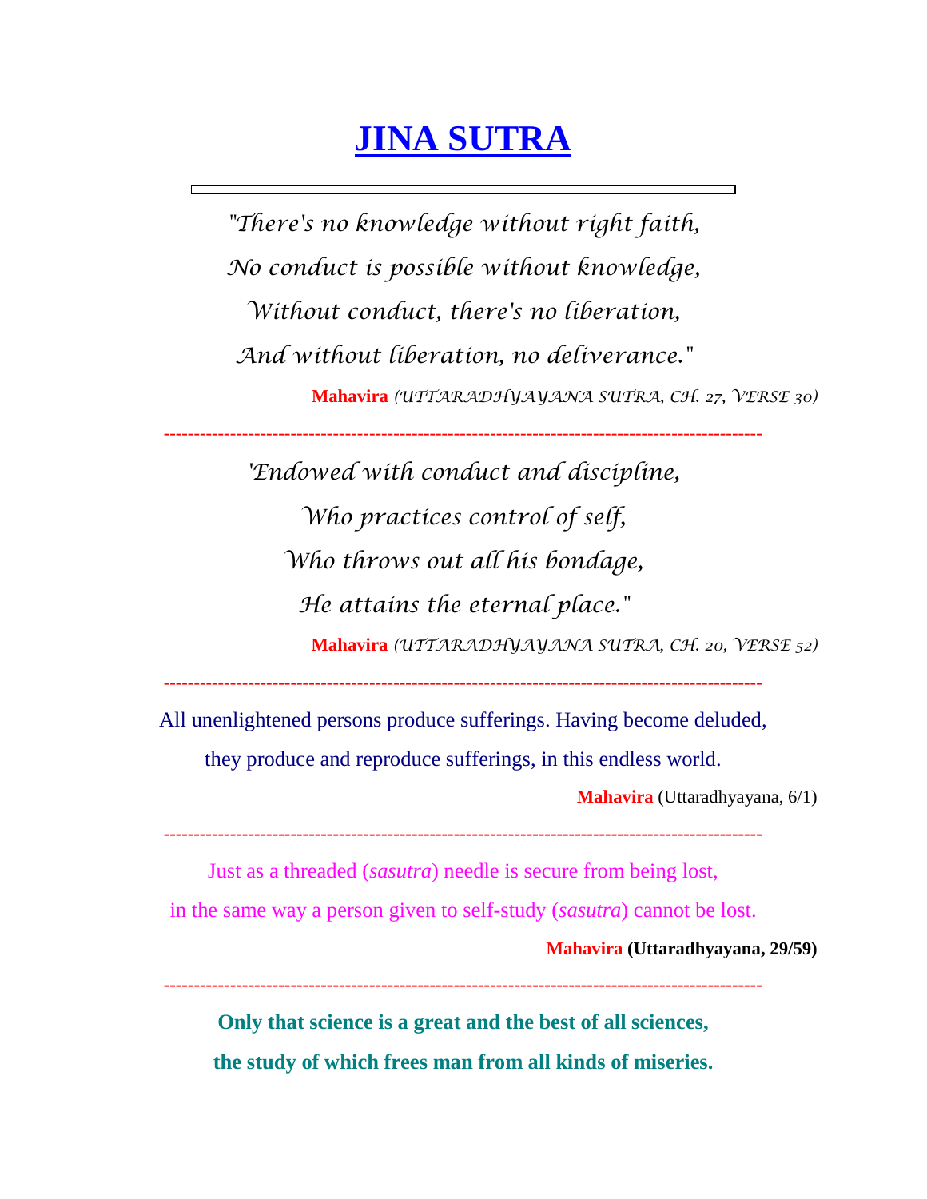# JINA SUTRA

*"There's no knowledge without right faith,*

*No conduct is possible without knowledge,*

*Without conduct, there's no liberation,*

*And without liberation, no deliverance."*

**Mahavira** *(UTTARADHYAYANA SUTRA, CH. 27, VERSE 30)*

---

*'Endowed with conduct and discipline,*

*Who practices control of self,*

*Who throws out all his bondage,*

*He attains the eternal place."*

**Mahavira** *(UTTARADHYAYANA SUTRA, CH. 20, VERSE 52)*

---

All unenlightened persons produce sufferings. Having become deluded, they produce and reproduce sufferings, in this endless world.

**Mahavira** (Uttaradhyayana, 6/1)

---

Just as a threaded (*sasutra*) needle is secure from being lost, in the same way a person given to self-study (*sasutra*) cannot be lost.

**Mahavira (Uttaradhyayana, 29/59)**

---

**Only that science is a great and the best of all sciences, the study of which frees man from all kinds of miseries.**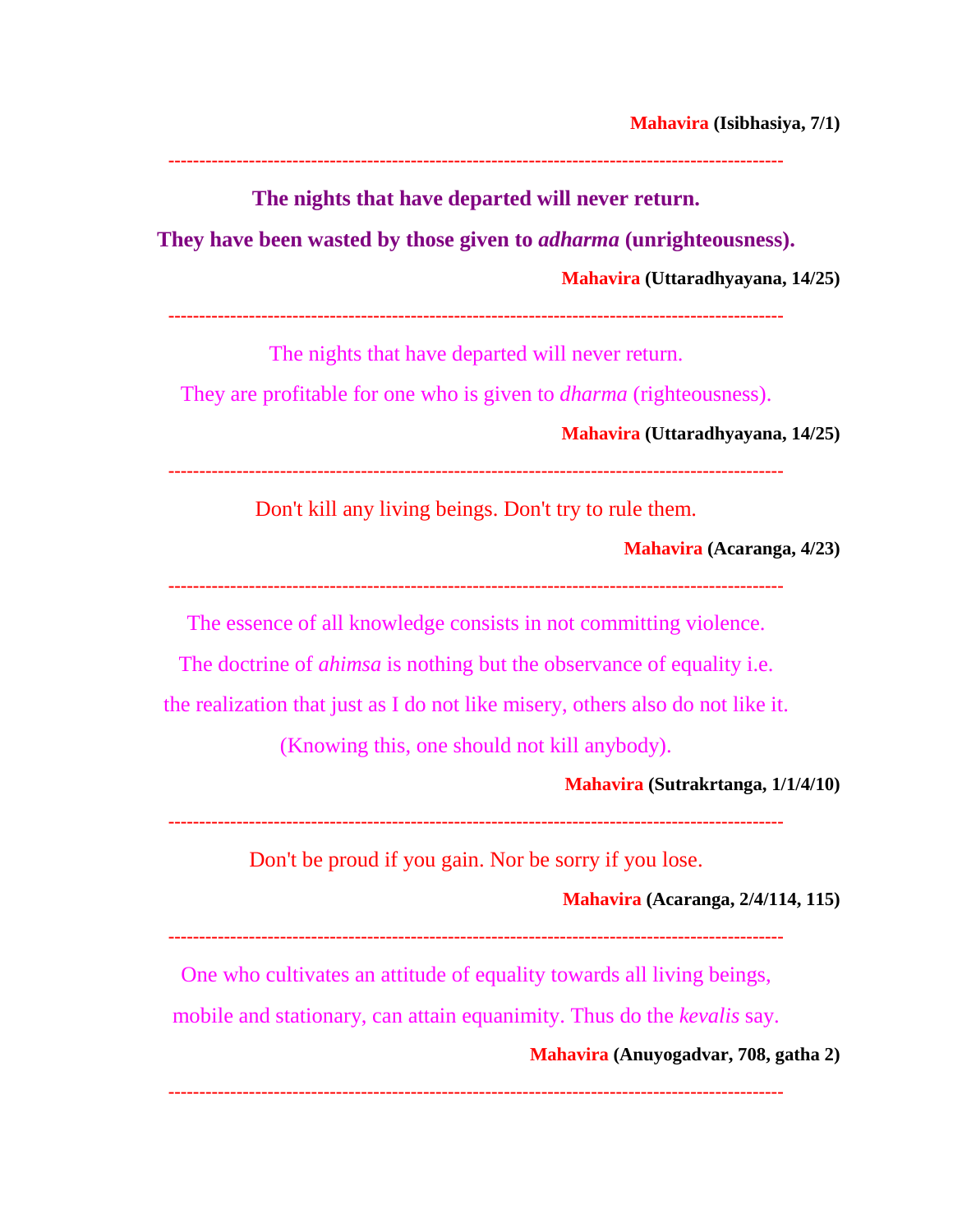**Mahavira (Isibhasiya, 7/1)**

---

**The nights that have departed will never return.**

**They have been wasted by those given to *adharma* (unrighteousness).**

**Mahavira (Uttaradhyayana, 14/25)**

---

The nights that have departed will never return.

They are profitable for one who is given to *dharma* (righteousness).

**Mahavira (Uttaradhyayana, 14/25)**

---

Don't kill any living beings. Don't try to rule them.

**Mahavira (Acaranga, 4/23)**

---

The essence of all knowledge consists in not committing violence.

The doctrine of *ahimsa* is nothing but the observance of equality i.e.

the realization that just as I do not like misery, others also do not like it.

(Knowing this, one should not kill anybody).

**Mahavira (Sutrakrtanga, 1/1/4/10)**

---

Don't be proud if you gain. Nor be sorry if you lose.

**Mahavira (Acaranga, 2/4/114, 115)**

---

One who cultivates an attitude of equality towards all living beings,

mobile and stationary, can attain equanimity. Thus do the *kevalis* say.

**Mahavira (Anuyogadvar, 708, gatha 2)**

---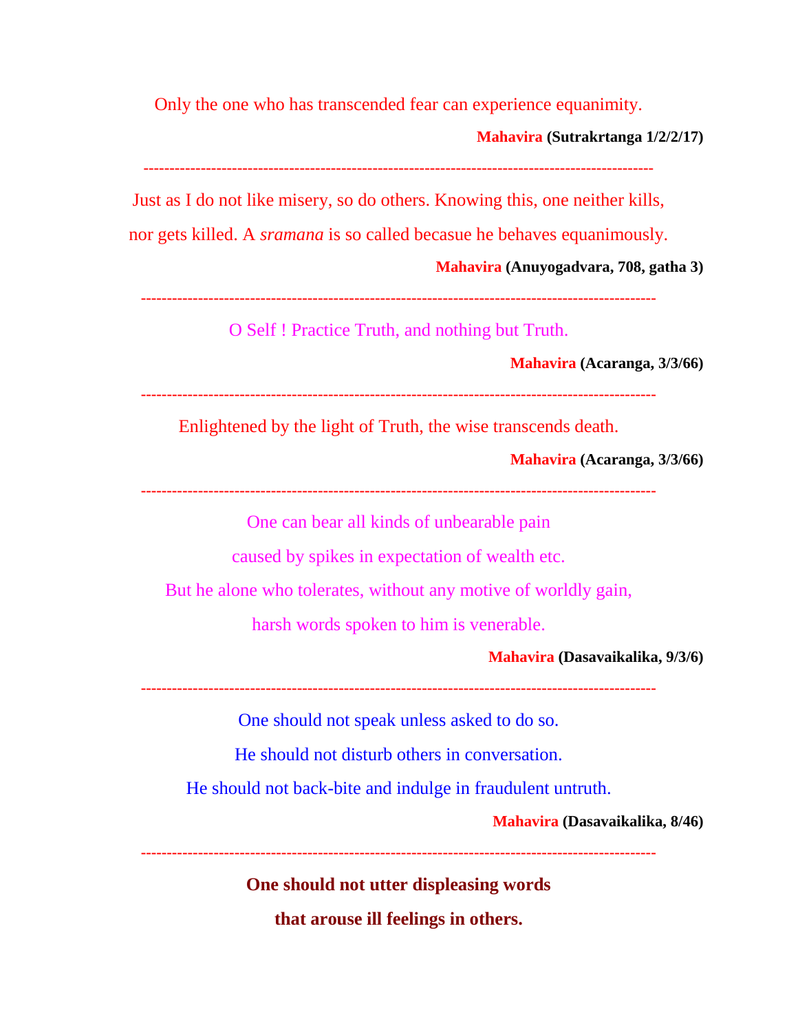Only the one who has transcended fear can experience equanimity.

**Mahavira (Sutrakrtanga 1/2/2/17)**

---

Just as I do not like misery, so do others. Knowing this, one neither kills, nor gets killed. A *sramana* is so called becasue he behaves equanimously.

**Mahavira (Anuyogadvara, 708, gatha 3)**

---

O Self ! Practice Truth, and nothing but Truth.

**Mahavira (Acaranga, 3/3/66)**

---

Enlightened by the light of Truth, the wise transcends death.

**Mahavira (Acaranga, 3/3/66)**

---

One can bear all kinds of unbearable pain
caused by spikes in expectation of wealth etc.
But he alone who tolerates, without any motive of worldly gain,
harsh words spoken to him is venerable.

**Mahavira (Dasavaikalika, 9/3/6)**

---

One should not speak unless asked to do so.
He should not disturb others in conversation.
He should not back-bite and indulge in fraudulent untruth.

**Mahavira (Dasavaikalika, 8/46)**

---

**One should not utter displeasing words**
**that arouse ill feelings in others.**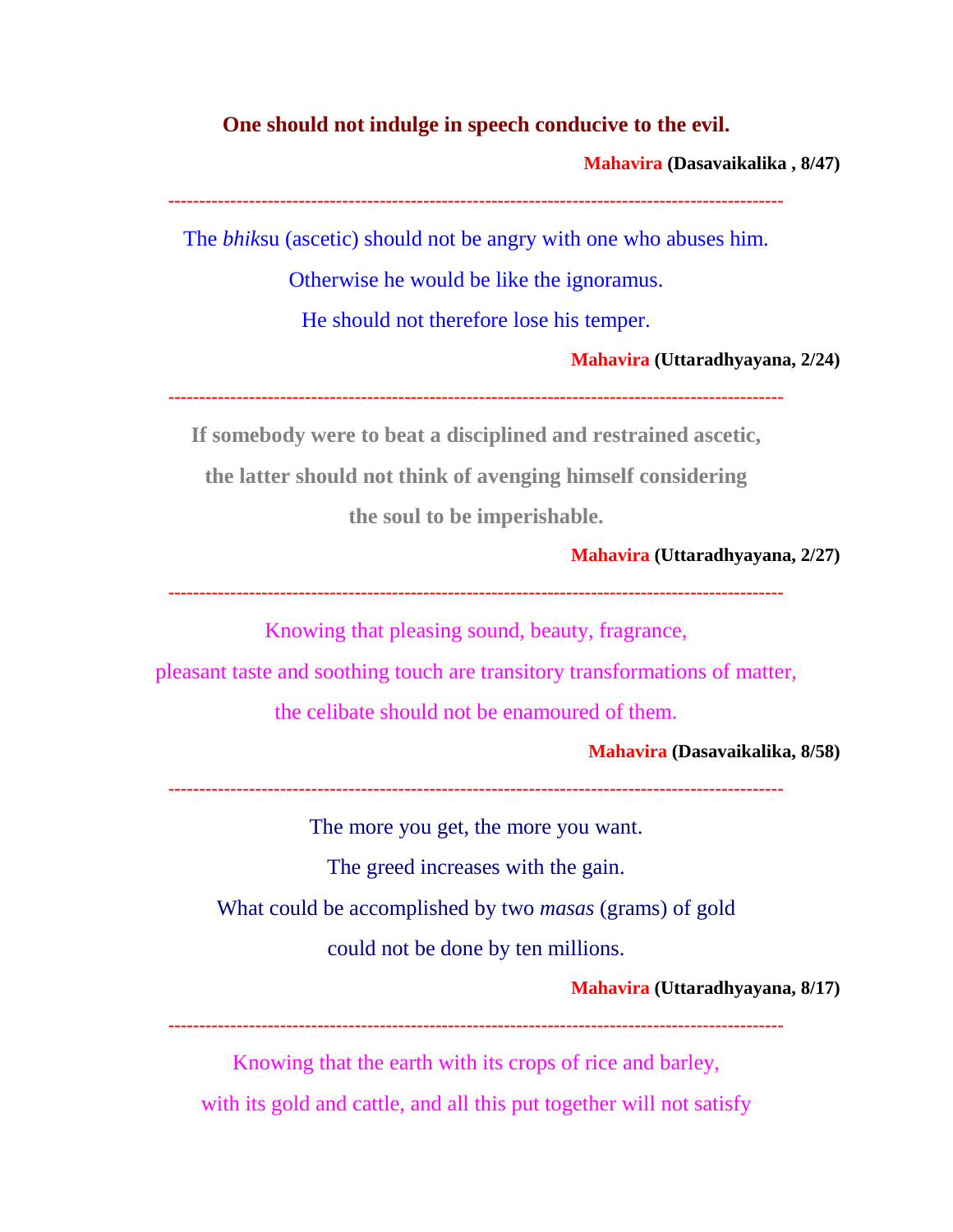**One should not indulge in speech conducive to the evil.**

**Mahavira (Dasavaikalika , 8/47)**

---

The *bhik*su (ascetic) should not be angry with one who abuses him.

Otherwise he would be like the ignoramus.

He should not therefore lose his temper.

**Mahavira (Uttaradhyayana, 2/24)**

---

**If somebody were to beat a disciplined and restrained ascetic,**

**the latter should not think of avenging himself considering**

**the soul to be imperishable.**

**Mahavira (Uttaradhyayana, 2/27)**

---

Knowing that pleasing sound, beauty, fragrance,

pleasant taste and soothing touch are transitory transformations of matter,

the celibate should not be enamoured of them.

**Mahavira (Dasavaikalika, 8/58)**

---

The more you get, the more you want.

The greed increases with the gain.

What could be accomplished by two *masas* (grams) of gold

could not be done by ten millions.

**Mahavira (Uttaradhyayana, 8/17)**

---

Knowing that the earth with its crops of rice and barley,

with its gold and cattle, and all this put together will not satisfy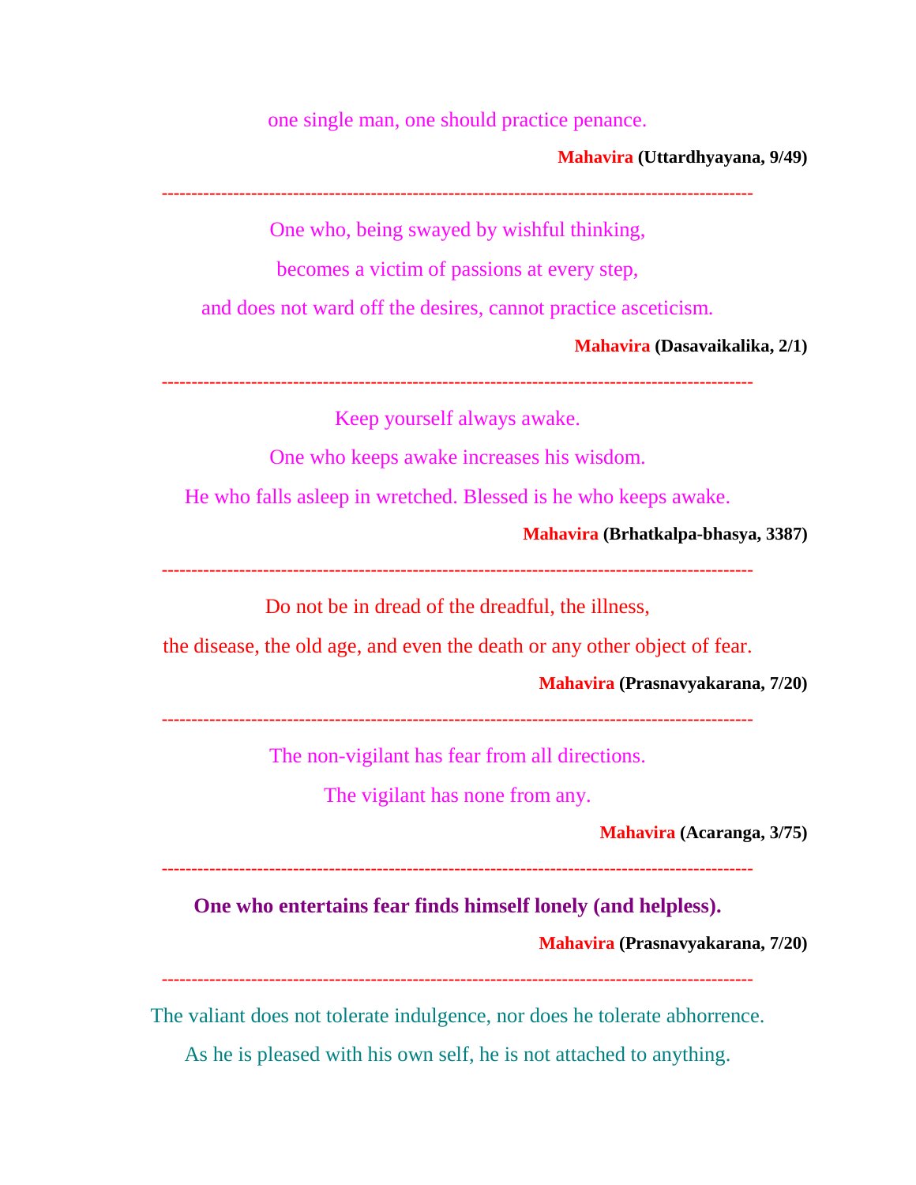one single man, one should practice penance.

**Mahavira (Uttardhyayana, 9/49)**

---

One who, being swayed by wishful thinking,

becomes a victim of passions at every step,

and does not ward off the desires, cannot practice asceticism.

**Mahavira (Dasavaikalika, 2/1)**

---

Keep yourself always awake.

One who keeps awake increases his wisdom.

He who falls asleep in wretched. Blessed is he who keeps awake.

**Mahavira (Brhatkalpa-bhasya, 3387)**

---

Do not be in dread of the dreadful, the illness,

the disease, the old age, and even the death or any other object of fear.

**Mahavira (Prasnavyakarana, 7/20)**

---

The non-vigilant has fear from all directions.

The vigilant has none from any.

**Mahavira (Acaranga, 3/75)**

---

**One who entertains fear finds himself lonely (and helpless).**

**Mahavira (Prasnavyakarana, 7/20)**

---

The valiant does not tolerate indulgence, nor does he tolerate abhorrence.

As he is pleased with his own self, he is not attached to anything.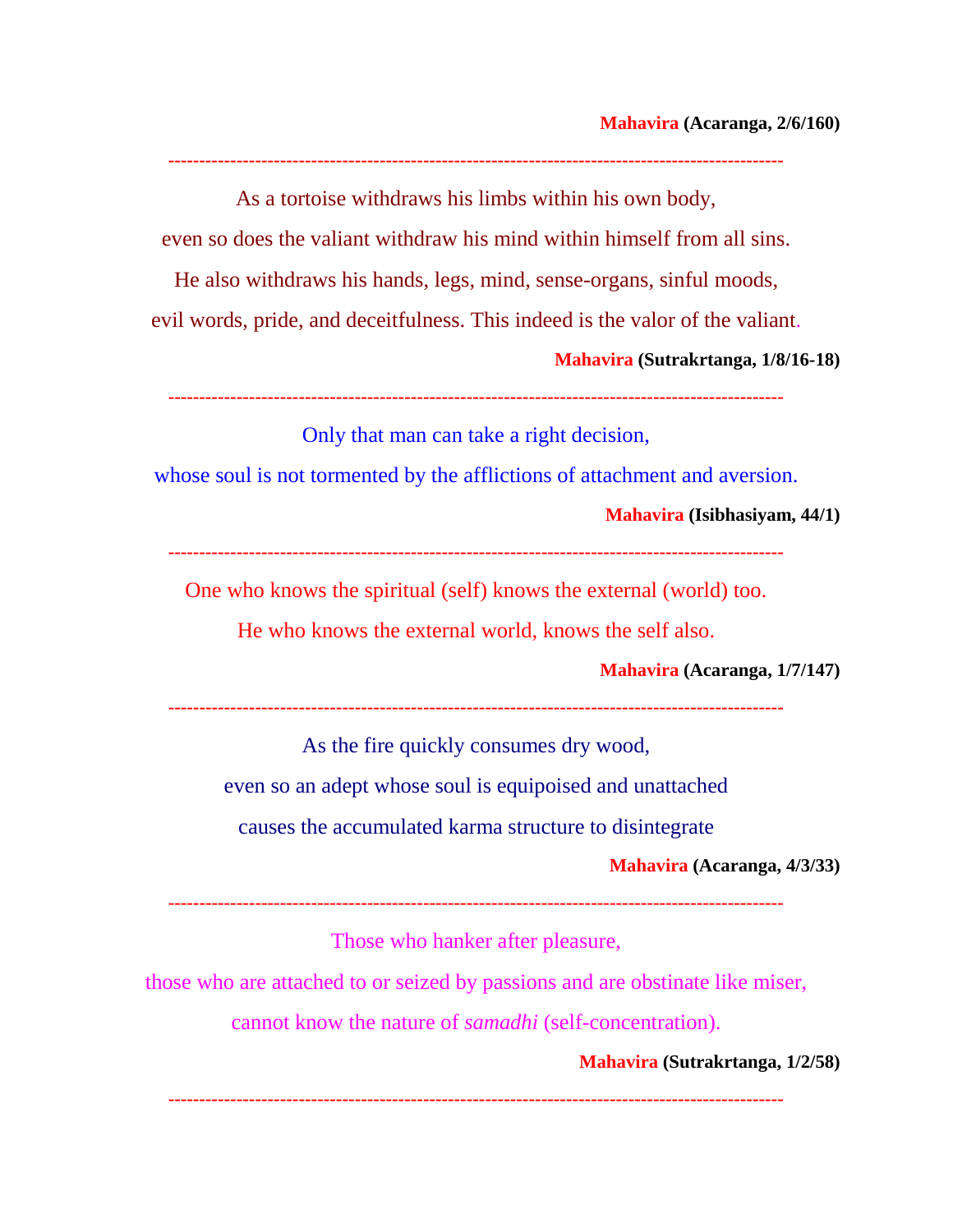**Mahavira (Acaranga, 2/6/160)**

---

As a tortoise withdraws his limbs within his own body,

even so does the valiant withdraw his mind within himself from all sins.

He also withdraws his hands, legs, mind, sense-organs, sinful moods,

evil words, pride, and deceitfulness. This indeed is the valor of the valiant.

**Mahavira (Sutrakrtanga, 1/8/16-18)**

---

Only that man can take a right decision,

whose soul is not tormented by the afflictions of attachment and aversion.

**Mahavira (Isibhasiyam, 44/1)**

---

One who knows the spiritual (self) knows the external (world) too.

He who knows the external world, knows the self also.

**Mahavira (Acaranga, 1/7/147)**

---

As the fire quickly consumes dry wood,

even so an adept whose soul is equipoised and unattached

causes the accumulated karma structure to disintegrate

**Mahavira (Acaranga, 4/3/33)**

---

Those who hanker after pleasure,

those who are attached to or seized by passions and are obstinate like miser,

cannot know the nature of *samadhi* (self-concentration).

**Mahavira (Sutrakrtanga, 1/2/58)**

---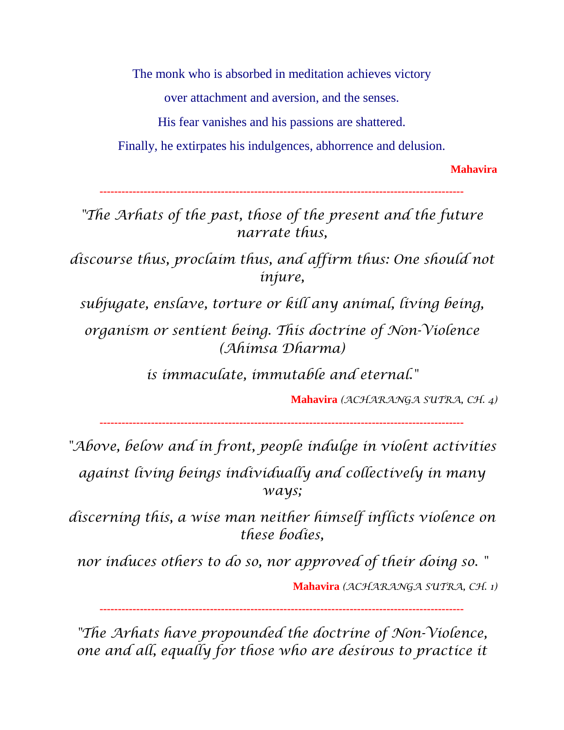The monk who is absorbed in meditation achieves victory

over attachment and aversion, and the senses.

His fear vanishes and his passions are shattered.

Finally, he extirpates his indulgences, abhorrence and delusion.

**Mahavira**

---

*"The Arhats of the past, those of the present and the future narrate thus,*

*discourse thus, proclaim thus, and affirm thus: One should not injure,*

*subjugate, enslave, torture or kill any animal, living being,*

*organism or sentient being. This doctrine of Non-Violence (Ahimsa Dharma)*

*is immaculate, immutable and eternal."*

**Mahavira** *(ACHARANGA SUTRA, CH. 4)*

---

*"Above, below and in front, people indulge in violent activities*

*against living beings individually and collectively in many ways;*

*discerning this, a wise man neither himself inflicts violence on these bodies,*

*nor induces others to do so, nor approved of their doing so. "*

**Mahavira** *(ACHARANGA SUTRA, CH. 1)*

---

*"The Arhats have propounded the doctrine of Non-Violence, one and all, equally for those who are desirous to practice it*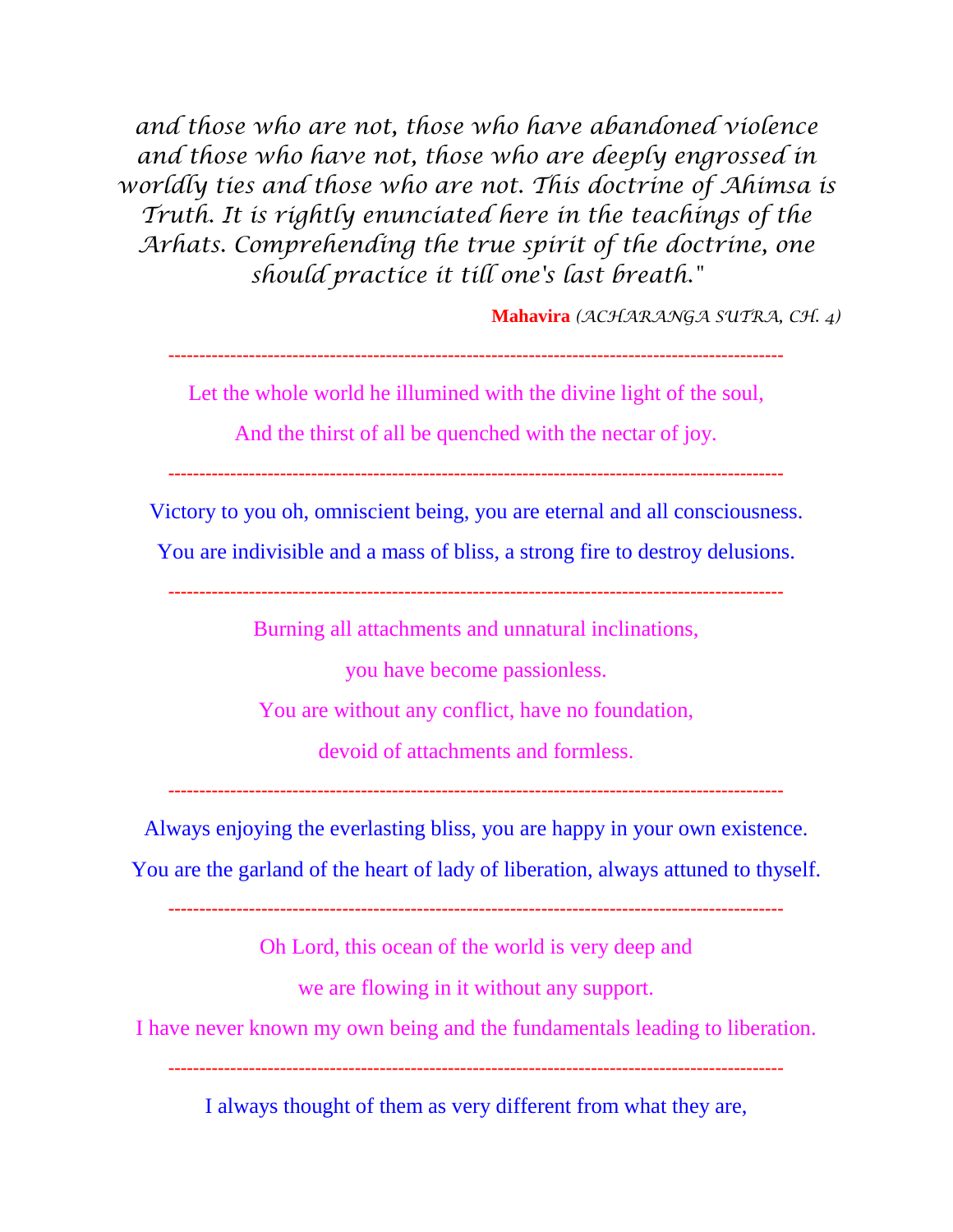*and those who are not, those who have abandoned violence and those who have not, those who are deeply engrossed in worldly ties and those who are not. This doctrine of Ahimsa is Truth. It is rightly enunciated here in the teachings of the Arhats. Comprehending the true spirit of the doctrine, one should practice it till one's last breath."*

**Mahavira** *(ACHARANGA SUTRA, CH. 4)*

---

Let the whole world he illumined with the divine light of the soul,

And the thirst of all be quenched with the nectar of joy.

---

Victory to you oh, omniscient being, you are eternal and all consciousness.

You are indivisible and a mass of bliss, a strong fire to destroy delusions.

---

Burning all attachments and unnatural inclinations,

you have become passionless.

You are without any conflict, have no foundation,

devoid of attachments and formless.

---

Always enjoying the everlasting bliss, you are happy in your own existence.

You are the garland of the heart of lady of liberation, always attuned to thyself.

---

Oh Lord, this ocean of the world is very deep and

we are flowing in it without any support.

I have never known my own being and the fundamentals leading to liberation.

---

I always thought of them as very different from what they are,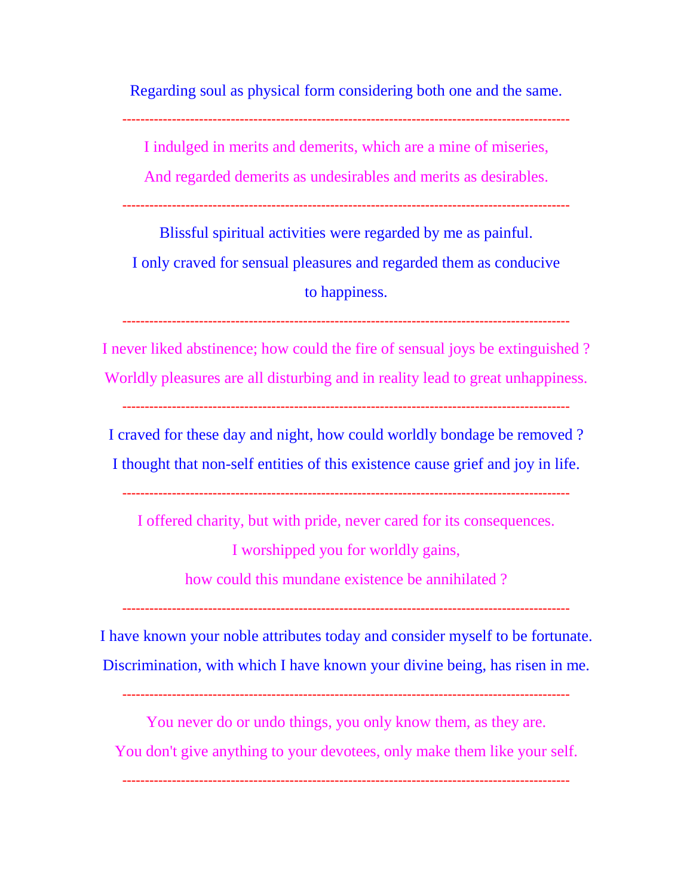Regarding soul as physical form considering both one and the same.

---

I indulged in merits and demerits, which are a mine of miseries,

And regarded demerits as undesirables and merits as desirables.

---

Blissful spiritual activities were regarded by me as painful.

I only craved for sensual pleasures and regarded them as conducive to happiness.

---

I never liked abstinence; how could the fire of sensual joys be extinguished ?

Worldly pleasures are all disturbing and in reality lead to great unhappiness.

---

I craved for these day and night, how could worldly bondage be removed ?

I thought that non-self entities of this existence cause grief and joy in life.

---

I offered charity, but with pride, never cared for its consequences.

I worshipped you for worldly gains,

how could this mundane existence be annihilated ?

---

I have known your noble attributes today and consider myself to be fortunate.

Discrimination, with which I have known your divine being, has risen in me.

---

You never do or undo things, you only know them, as they are.

You don't give anything to your devotees, only make them like your self.

---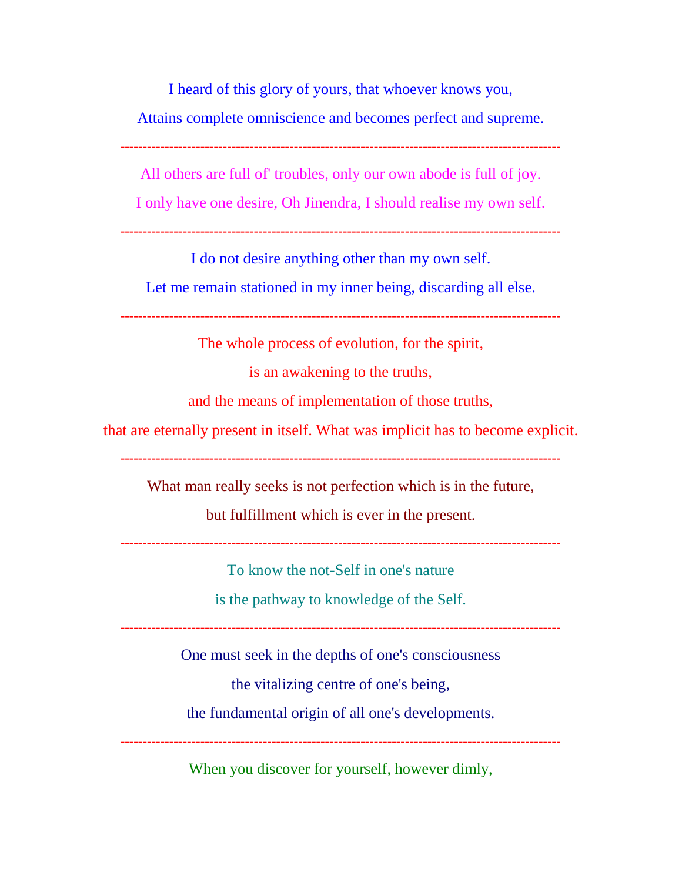I heard of this glory of yours, that whoever knows you,

Attains complete omniscience and becomes perfect and supreme.

---

All others are full of' troubles, only our own abode is full of joy.

I only have one desire, Oh Jinendra, I should realise my own self.

---

I do not desire anything other than my own self.

Let me remain stationed in my inner being, discarding all else.

---

The whole process of evolution, for the spirit,

is an awakening to the truths,

and the means of implementation of those truths,

that are eternally present in itself. What was implicit has to become explicit.

---

What man really seeks is not perfection which is in the future,

but fulfillment which is ever in the present.

---

To know the not-Self in one's nature

is the pathway to knowledge of the Self.

---

One must seek in the depths of one's consciousness

the vitalizing centre of one's being,

the fundamental origin of all one's developments.

---

When you discover for yourself, however dimly,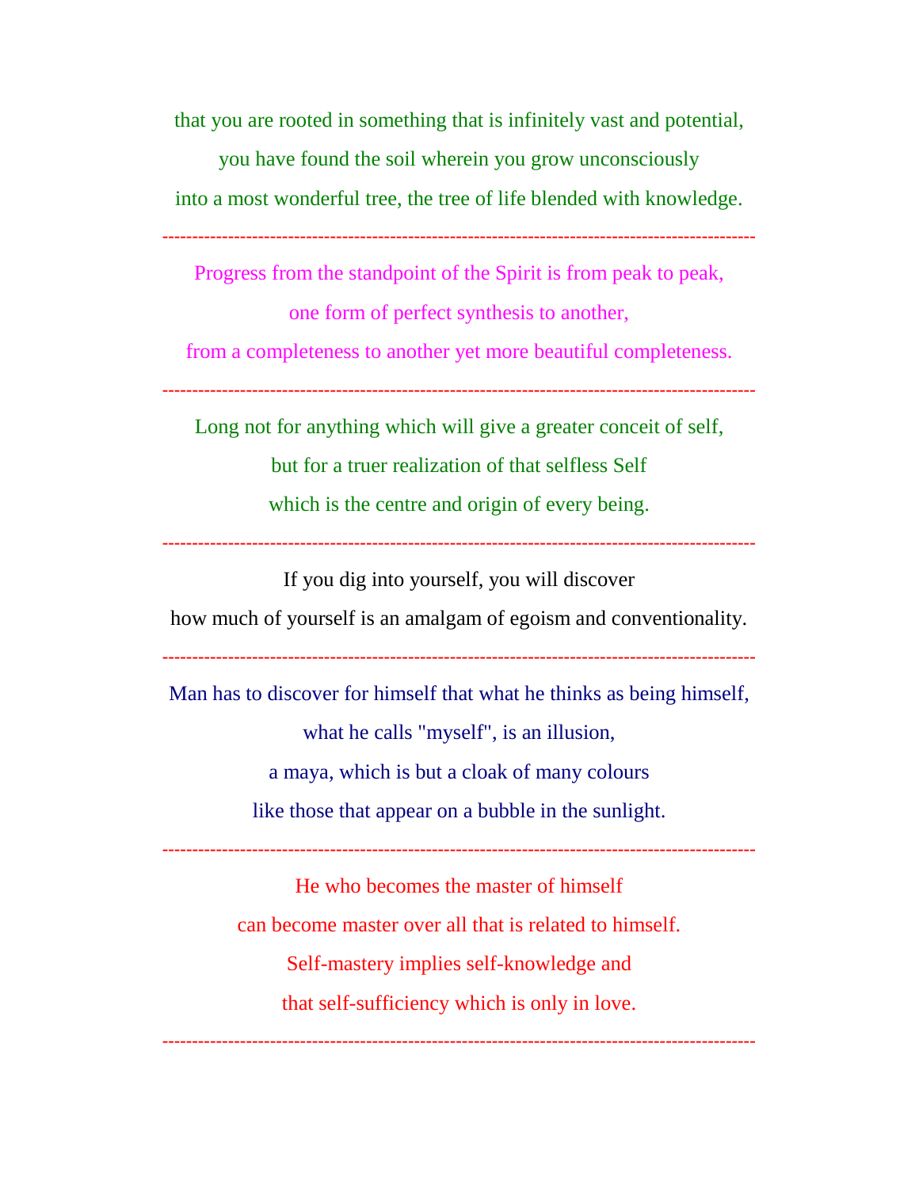that you are rooted in something that is infinitely vast and potential,
you have found the soil wherein you grow unconsciously
into a most wonderful tree, the tree of life blended with knowledge.

---

Progress from the standpoint of the Spirit is from peak to peak,
one form of perfect synthesis to another,
from a completeness to another yet more beautiful completeness.

---

Long not for anything which will give a greater conceit of self,
but for a truer realization of that selfless Self
which is the centre and origin of every being.

---

If you dig into yourself, you will discover
how much of yourself is an amalgam of egoism and conventionality.

---

Man has to discover for himself that what he thinks as being himself,
what he calls "myself", is an illusion,
a maya, which is but a cloak of many colours
like those that appear on a bubble in the sunlight.

---

He who becomes the master of himself
can become master over all that is related to himself.
Self-mastery implies self-knowledge and
that self-sufficiency which is only in love.

---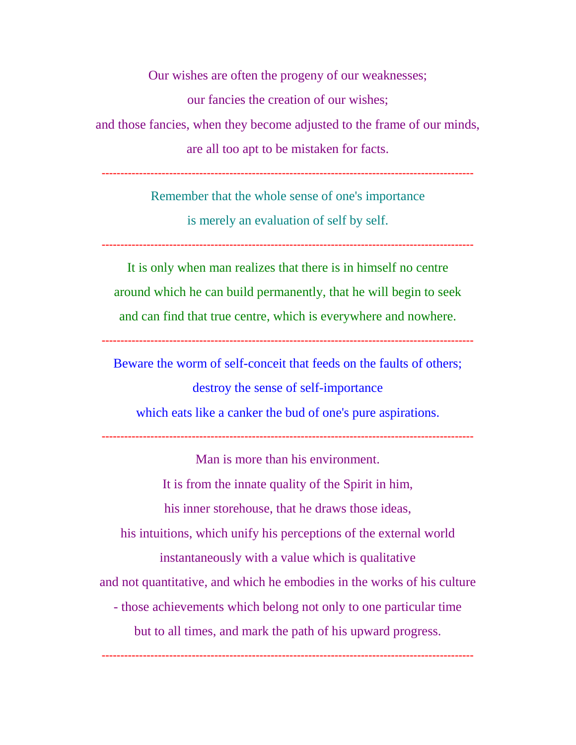Our wishes are often the progeny of our weaknesses;
our fancies the creation of our wishes;
and those fancies, when they become adjusted to the frame of our minds,
are all too apt to be mistaken for facts.

---

Remember that the whole sense of one's importance
is merely an evaluation of self by self.

---

It is only when man realizes that there is in himself no centre
around which he can build permanently, that he will begin to seek
and can find that true centre, which is everywhere and nowhere.

---

Beware the worm of self-conceit that feeds on the faults of others;
destroy the sense of self-importance
which eats like a canker the bud of one's pure aspirations.

---

Man is more than his environment.
It is from the innate quality of the Spirit in him,
his inner storehouse, that he draws those ideas,
his intuitions, which unify his perceptions of the external world
instantaneously with a value which is qualitative
and not quantitative, and which he embodies in the works of his culture
- those achievements which belong not only to one particular time
but to all times, and mark the path of his upward progress.

---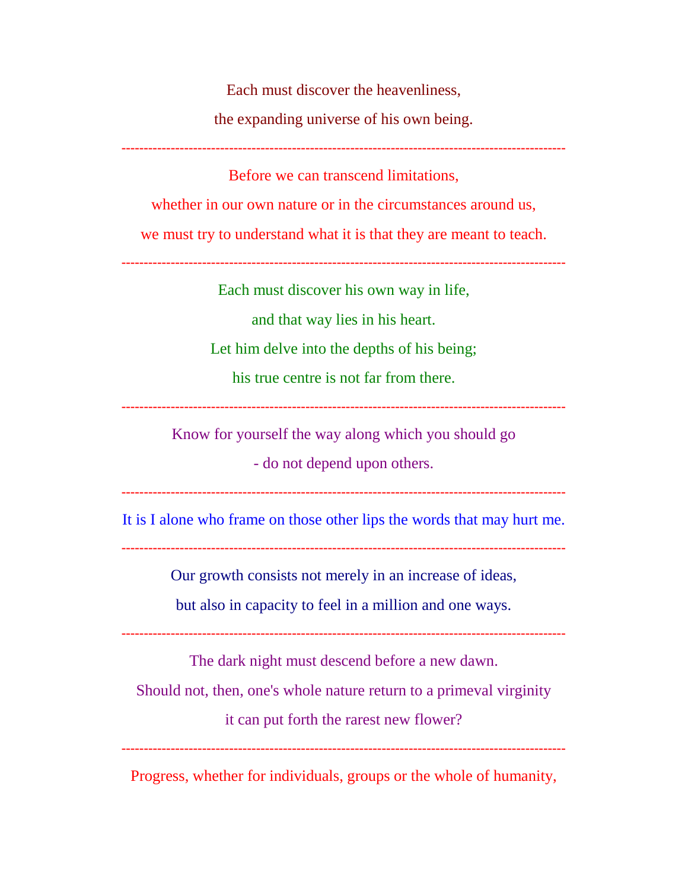Each must discover the heavenliness,

the expanding universe of his own being.

---

Before we can transcend limitations,

whether in our own nature or in the circumstances around us,

we must try to understand what it is that they are meant to teach.

---

Each must discover his own way in life,

and that way lies in his heart.

Let him delve into the depths of his being;

his true centre is not far from there.

---

Know for yourself the way along which you should go

- do not depend upon others.

---

It is I alone who frame on those other lips the words that may hurt me.

---

Our growth consists not merely in an increase of ideas,

but also in capacity to feel in a million and one ways.

---

The dark night must descend before a new dawn.

Should not, then, one's whole nature return to a primeval virginity

it can put forth the rarest new flower?

---

Progress, whether for individuals, groups or the whole of humanity,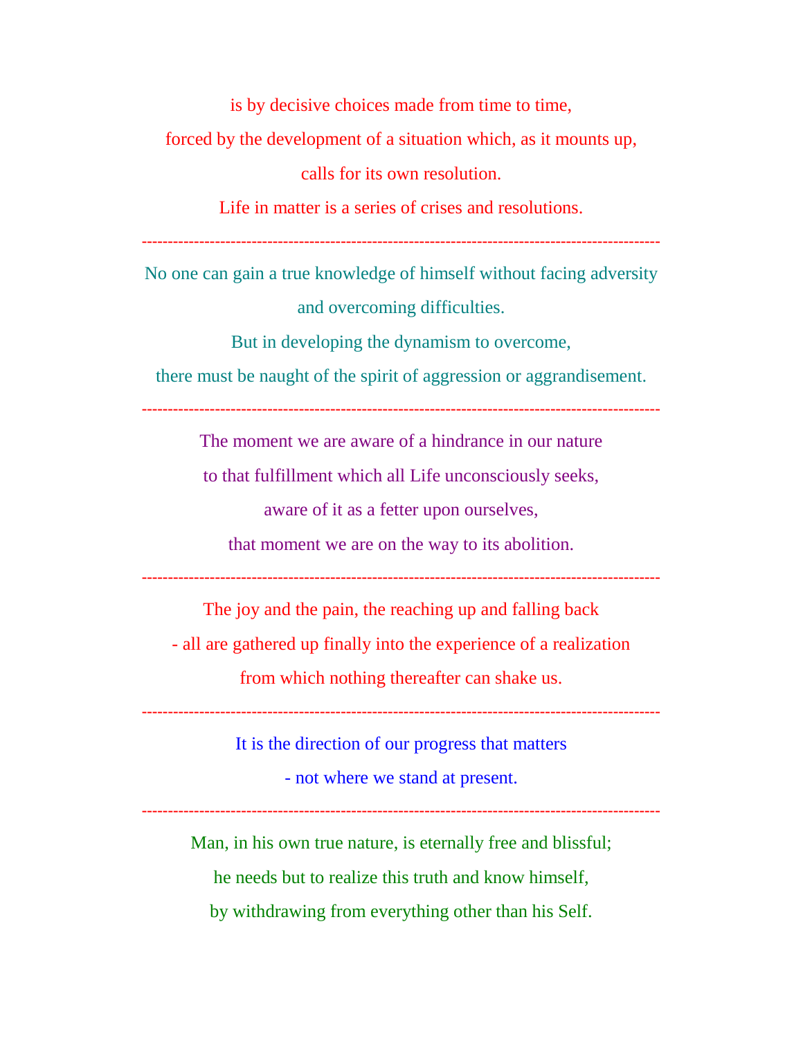is by decisive choices made from time to time,

forced by the development of a situation which, as it mounts up,

calls for its own resolution.

Life in matter is a series of crises and resolutions.

---

No one can gain a true knowledge of himself without facing adversity

and overcoming difficulties.

But in developing the dynamism to overcome,

there must be naught of the spirit of aggression or aggrandisement.

---

The moment we are aware of a hindrance in our nature

to that fulfillment which all Life unconsciously seeks,

aware of it as a fetter upon ourselves,

that moment we are on the way to its abolition.

---

The joy and the pain, the reaching up and falling back

- all are gathered up finally into the experience of a realization

from which nothing thereafter can shake us.

---

It is the direction of our progress that matters

- not where we stand at present.

---

Man, in his own true nature, is eternally free and blissful;

he needs but to realize this truth and know himself,

by withdrawing from everything other than his Self.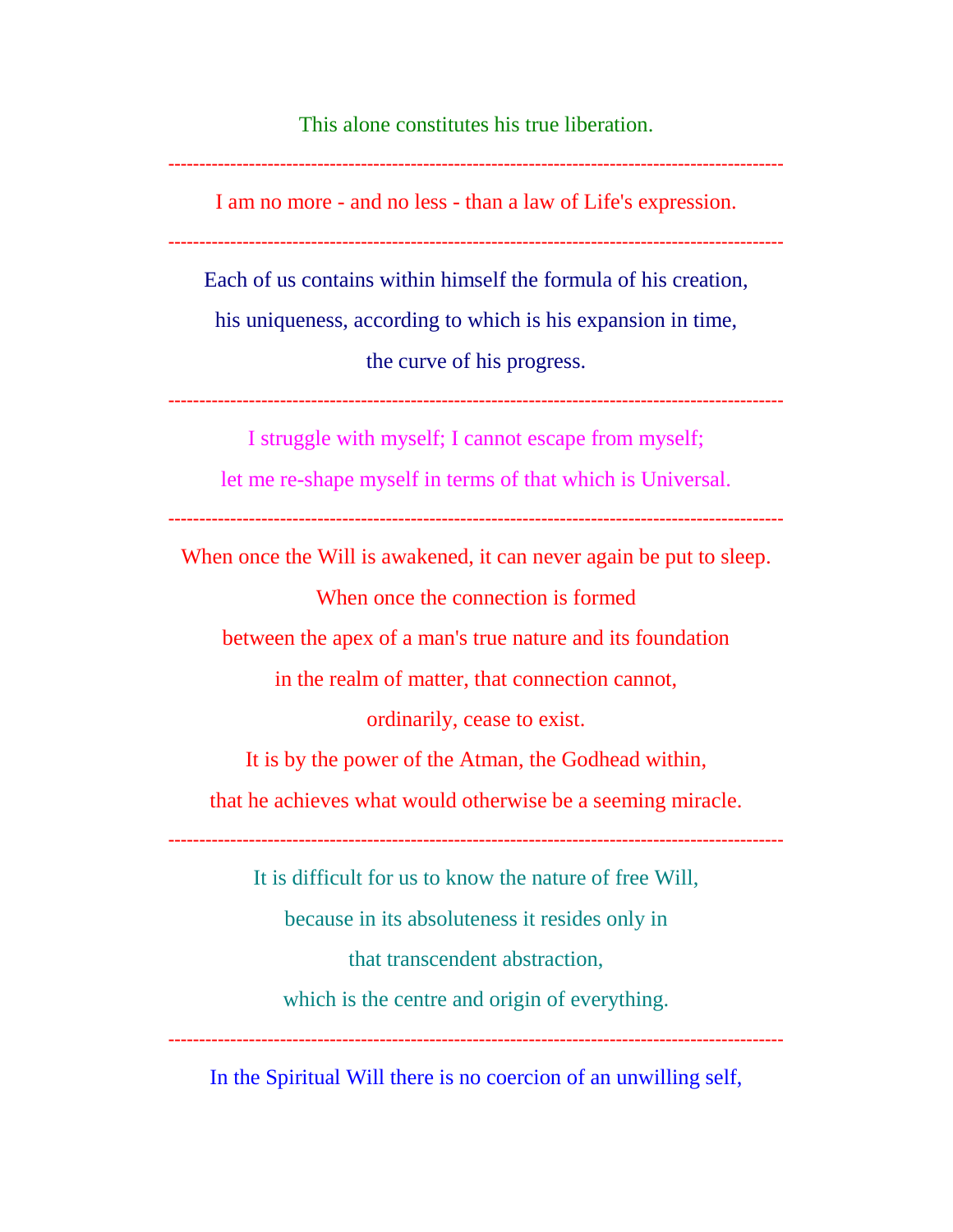This alone constitutes his true liberation.

---

I am no more - and no less - than a law of Life's expression.

---

Each of us contains within himself the formula of his creation,
his uniqueness, according to which is his expansion in time,
the curve of his progress.

---

I struggle with myself; I cannot escape from myself;
let me re-shape myself in terms of that which is Universal.

---

When once the Will is awakened, it can never again be put to sleep.
When once the connection is formed
between the apex of a man's true nature and its foundation
in the realm of matter, that connection cannot,
ordinarily, cease to exist.
It is by the power of the Atman, the Godhead within,
that he achieves what would otherwise be a seeming miracle.

---

It is difficult for us to know the nature of free Will,
because in its absoluteness it resides only in
that transcendent abstraction,
which is the centre and origin of everything.

---

In the Spiritual Will there is no coercion of an unwilling self,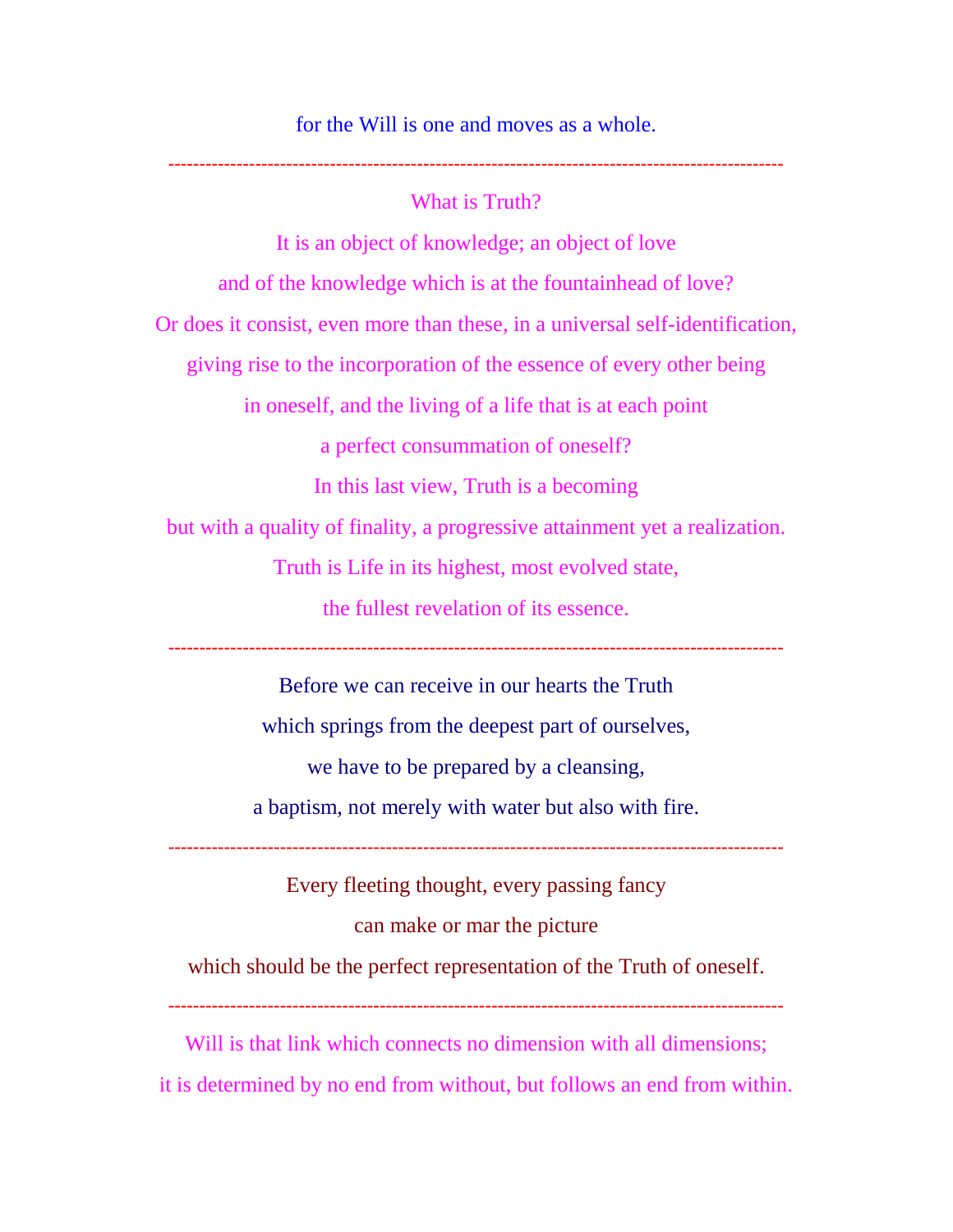for the Will is one and moves as a whole.

---

What is Truth?

It is an object of knowledge; an object of love

and of the knowledge which is at the fountainhead of love?

Or does it consist, even more than these, in a universal self-identification,

giving rise to the incorporation of the essence of every other being

in oneself, and the living of a life that is at each point

a perfect consummation of oneself?

In this last view, Truth is a becoming

but with a quality of finality, a progressive attainment yet a realization.

Truth is Life in its highest, most evolved state,

the fullest revelation of its essence.

---

Before we can receive in our hearts the Truth

which springs from the deepest part of ourselves,

we have to be prepared by a cleansing,

a baptism, not merely with water but also with fire.

---

Every fleeting thought, every passing fancy

can make or mar the picture

which should be the perfect representation of the Truth of oneself.

---

Will is that link which connects no dimension with all dimensions;

it is determined by no end from without, but follows an end from within.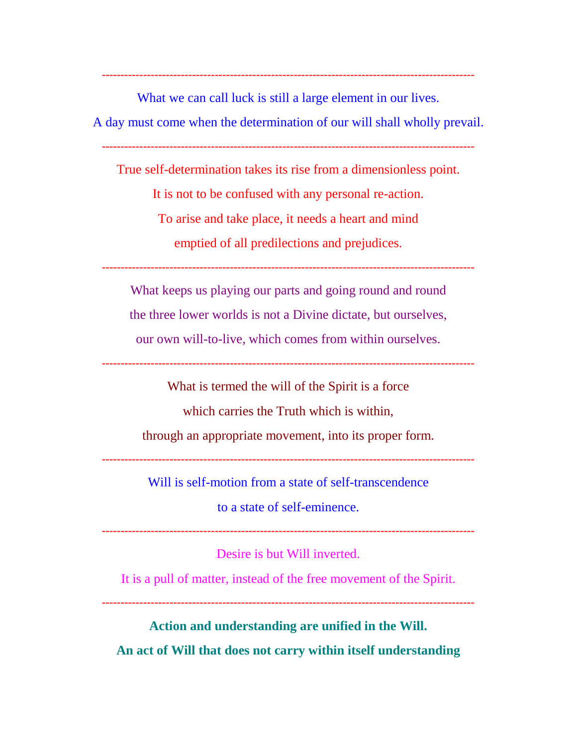---

What we can call luck is still a large element in our lives.

A day must come when the determination of our will shall wholly prevail.

---

True self-determination takes its rise from a dimensionless point.

It is not to be confused with any personal re-action.

To arise and take place, it needs a heart and mind

emptied of all predilections and prejudices.

---

What keeps us playing our parts and going round and round

the three lower worlds is not a Divine dictate, but ourselves,

our own will-to-live, which comes from within ourselves.

---

What is termed the will of the Spirit is a force

which carries the Truth which is within,

through an appropriate movement, into its proper form.

---

Will is self-motion from a state of self-transcendence

to a state of self-eminence.

---

Desire is but Will inverted.

It is a pull of matter, instead of the free movement of the Spirit.

---

**Action and understanding are unified in the Will.**

**An act of Will that does not carry within itself understanding**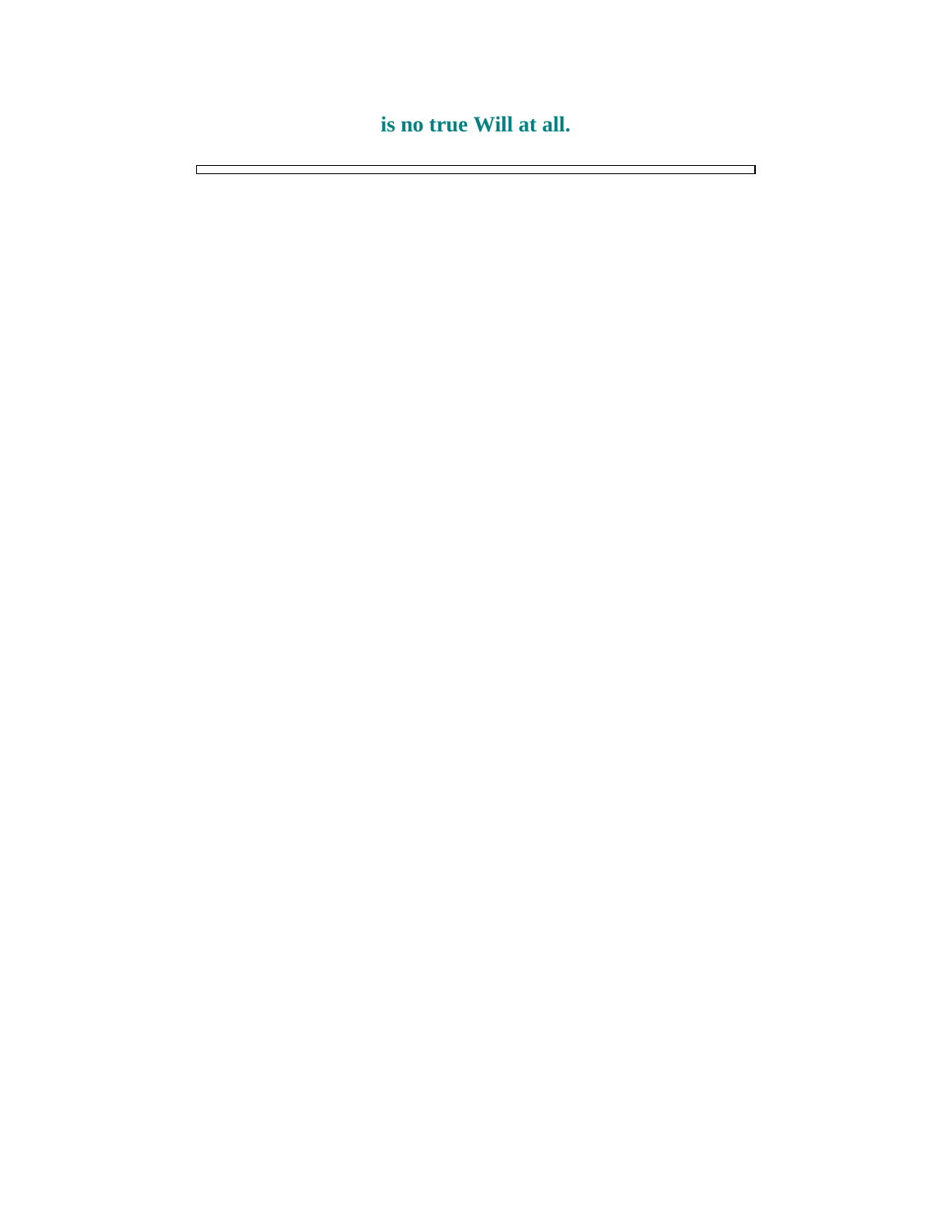**is no true Will at all.**